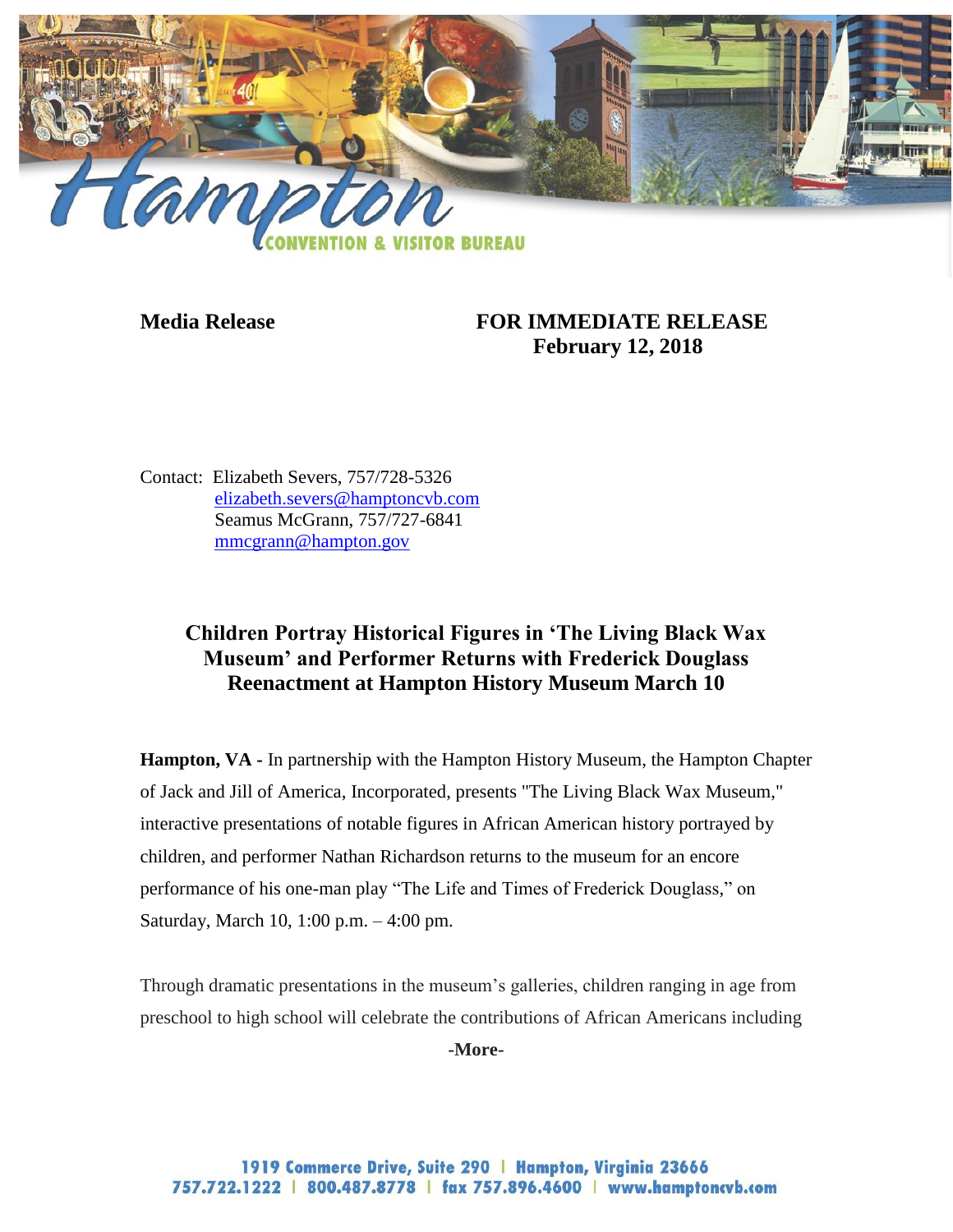**Media Release** **FOR IMMEDIATE RELEASE**
**February 12, 2018**

Contact: Elizabeth Severs, 757/728-5326
elizabeth.severs@hamptoncvb.com
Seamus McGrann, 757/727-6841
mmcgrann@hampton.gov

## Children Portray Historical Figures in 'The Living Black Wax Museum' and Performer Returns with Frederick Douglass Reenactment at Hampton History Museum March 10

**Hampton, VA -** In partnership with the Hampton History Museum, the Hampton Chapter of Jack and Jill of America, Incorporated, presents "The Living Black Wax Museum," interactive presentations of notable figures in African American history portrayed by children, and performer Nathan Richardson returns to the museum for an encore performance of his one-man play "The Life and Times of Frederick Douglass," on Saturday, March 10, 1:00 p.m. – 4:00 pm.

Through dramatic presentations in the museum's galleries, children ranging in age from preschool to high school will celebrate the contributions of African Americans including

**-More-**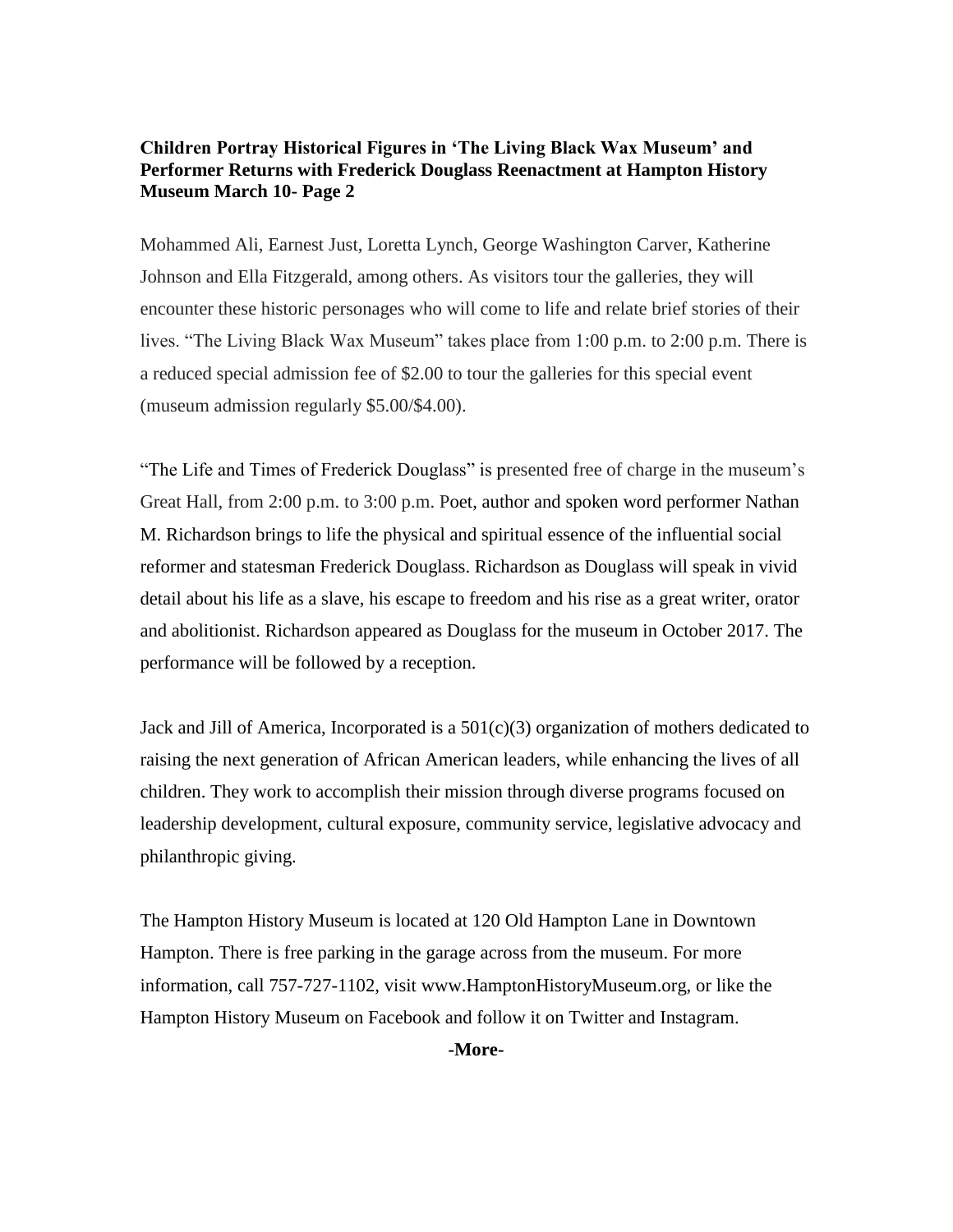**Children Portray Historical Figures in 'The Living Black Wax Museum' and Performer Returns with Frederick Douglass Reenactment at Hampton History Museum March 10- Page 2**

Mohammed Ali, Earnest Just, Loretta Lynch, George Washington Carver, Katherine Johnson and Ella Fitzgerald, among others. As visitors tour the galleries, they will encounter these historic personages who will come to life and relate brief stories of their lives. "The Living Black Wax Museum" takes place from 1:00 p.m. to 2:00 p.m. There is a reduced special admission fee of $2.00 to tour the galleries for this special event (museum admission regularly $5.00/$4.00).

"The Life and Times of Frederick Douglass" is presented free of charge in the museum's Great Hall, from 2:00 p.m. to 3:00 p.m. Poet, author and spoken word performer Nathan M. Richardson brings to life the physical and spiritual essence of the influential social reformer and statesman Frederick Douglass. Richardson as Douglass will speak in vivid detail about his life as a slave, his escape to freedom and his rise as a great writer, orator and abolitionist. Richardson appeared as Douglass for the museum in October 2017. The performance will be followed by a reception.

Jack and Jill of America, Incorporated is a 501(c)(3) organization of mothers dedicated to raising the next generation of African American leaders, while enhancing the lives of all children. They work to accomplish their mission through diverse programs focused on leadership development, cultural exposure, community service, legislative advocacy and philanthropic giving.

The Hampton History Museum is located at 120 Old Hampton Lane in Downtown Hampton. There is free parking in the garage across from the museum. For more information, call 757-727-1102, visit www.HamptonHistoryMuseum.org, or like the Hampton History Museum on Facebook and follow it on Twitter and Instagram.

**-More-**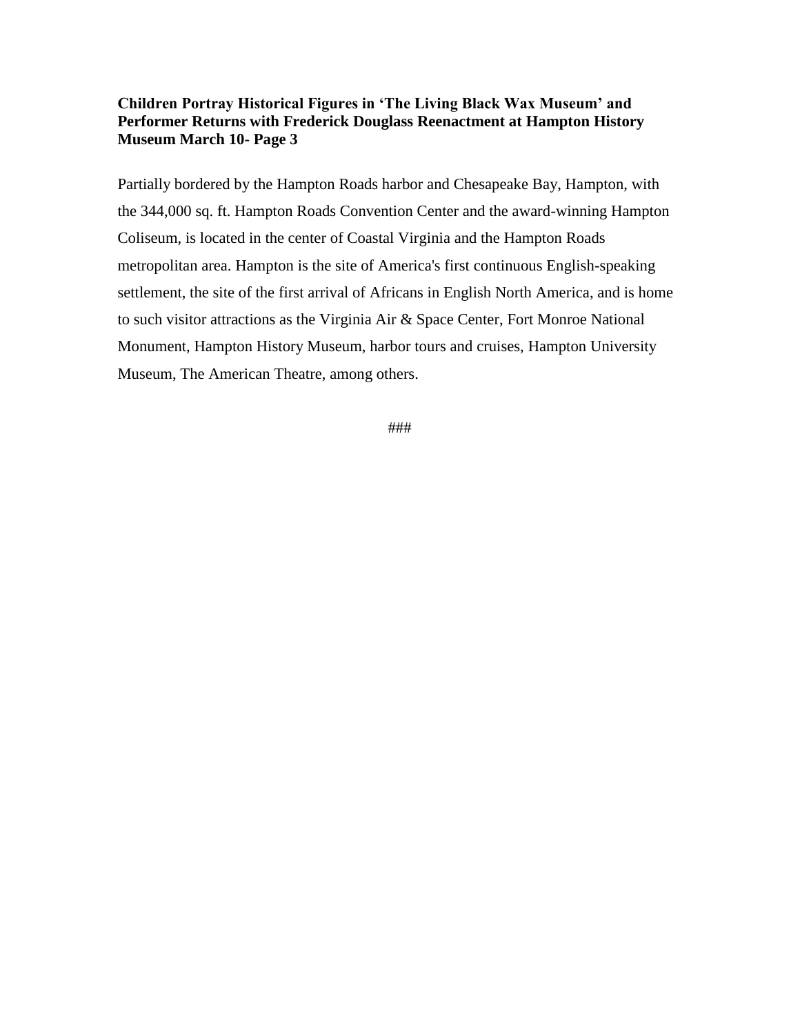Partially bordered by the Hampton Roads harbor and Chesapeake Bay, Hampton, with the 344,000 sq. ft. Hampton Roads Convention Center and the award-winning Hampton Coliseum, is located in the center of Coastal Virginia and the Hampton Roads metropolitan area. Hampton is the site of America's first continuous English-speaking settlement, the site of the first arrival of Africans in English North America, and is home to such visitor attractions as the Virginia Air & Space Center, Fort Monroe National Monument, Hampton History Museum, harbor tours and cruises, Hampton University Museum, The American Theatre, among others.

###